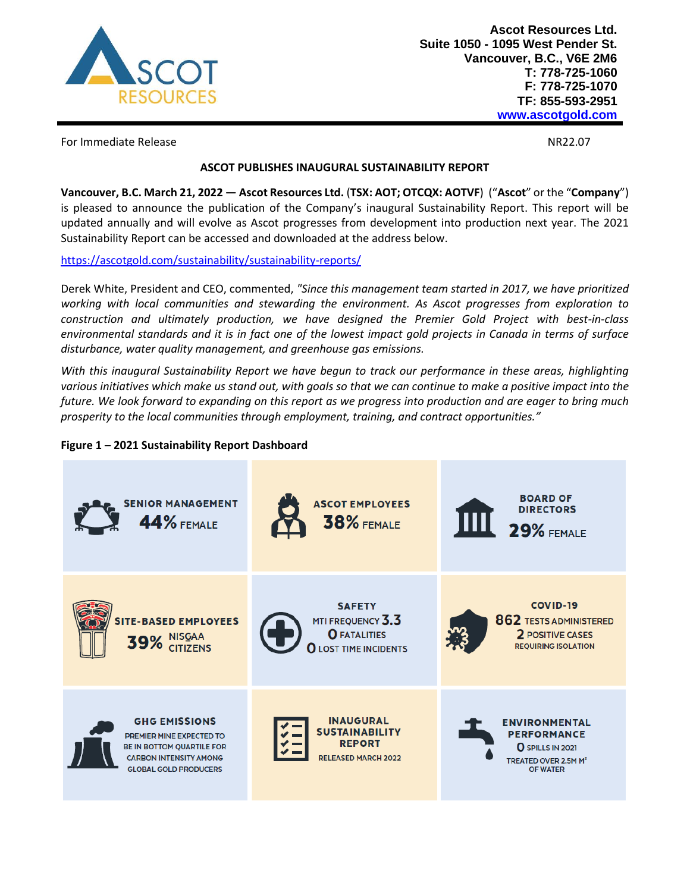**Ascot Resources Ltd.**
**Suite 1050 - 1095 West Pender St.**
**Vancouver, B.C., V6E 2M6**
**T: 778-725-1060**
**F: 778-725-1070**
**TF: 855-593-2951**
**www.ascotgold.com**

For Immediate Release NR22.07

**ASCOT PUBLISHES INAUGURAL SUSTAINABILITY REPORT**

**Vancouver, B.C. March 21, 2022 — Ascot Resources Ltd.** (**TSX: AOT; OTCQX: AOTVF**) ("**Ascot**" or the "**Company**") is pleased to announce the publication of the Company's inaugural Sustainability Report. This report will be updated annually and will evolve as Ascot progresses from development into production next year. The 2021 Sustainability Report can be accessed and downloaded at the address below.

https://ascotgold.com/sustainability/sustainability-reports/

Derek White, President and CEO, commented, *"Since this management team started in 2017, we have prioritized working with local communities and stewarding the environment. As Ascot progresses from exploration to construction and ultimately production, we have designed the Premier Gold Project with best-in-class environmental standards and it is in fact one of the lowest impact gold projects in Canada in terms of surface disturbance, water quality management, and greenhouse gas emissions.*

*With this inaugural Sustainability Report we have begun to track our performance in these areas, highlighting various initiatives which make us stand out, with goals so that we can continue to make a positive impact into the future. We look forward to expanding on this report as we progress into production and are eager to bring much prosperity to the local communities through employment, training, and contract opportunities."*

**Figure 1 – 2021 Sustainability Report Dashboard**

| | | |
|---|---|---|
| **SENIOR MANAGEMENT** 44% FEMALE | **ASCOT EMPLOYEES** 38% FEMALE | **BOARD OF DIRECTORS** 29% FEMALE |
| **SITE-BASED EMPLOYEES** 39% NISG̱AA CITIZENS | **SAFETY** MTI FREQUENCY 3.3; 0 FATALITIES; 0 LOST TIME INCIDENTS | **COVID-19** 862 TESTS ADMINISTERED; 2 POSITIVE CASES REQUIRING ISOLATION |
| **GHG EMISSIONS** PREMIER MINE EXPECTED TO BE IN BOTTOM QUARTILE FOR CARBON INTENSITY AMONG GLOBAL GOLD PRODUCERS | **INAUGURAL SUSTAINABILITY REPORT** RELEASED MARCH 2022 | **ENVIRONMENTAL PERFORMANCE** 0 SPILLS IN 2021; TREATED OVER 2.5M $M^3$ OF WATER |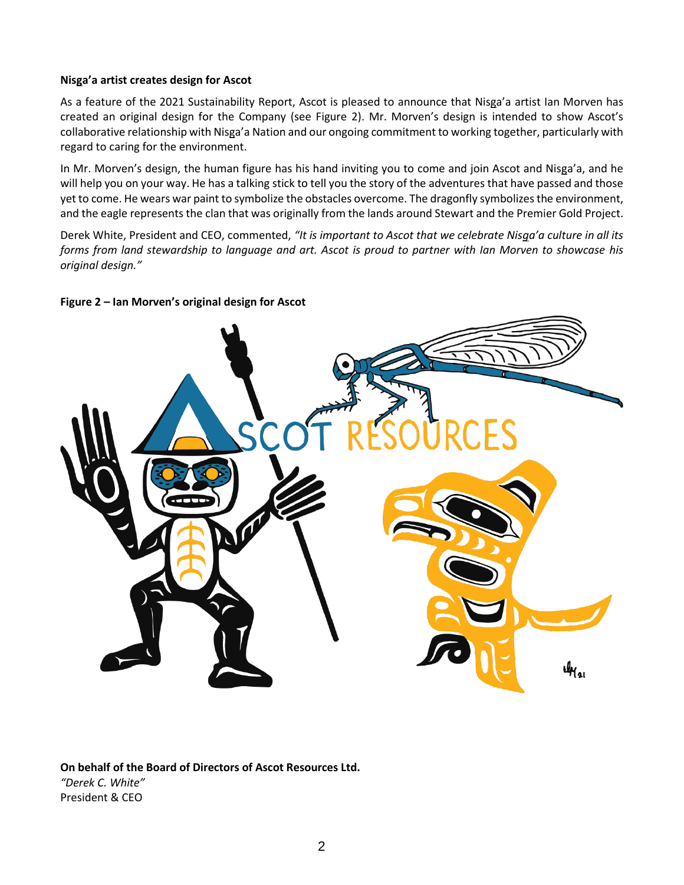**Nisga'a artist creates design for Ascot**

As a feature of the 2021 Sustainability Report, Ascot is pleased to announce that Nisga'a artist Ian Morven has created an original design for the Company (see Figure 2). Mr. Morven's design is intended to show Ascot's collaborative relationship with Nisga'a Nation and our ongoing commitment to working together, particularly with regard to caring for the environment.

In Mr. Morven's design, the human figure has his hand inviting you to come and join Ascot and Nisga'a, and he will help you on your way. He has a talking stick to tell you the story of the adventures that have passed and those yet to come. He wears war paint to symbolize the obstacles overcome. The dragonfly symbolizes the environment, and the eagle represents the clan that was originally from the lands around Stewart and the Premier Gold Project.

Derek White, President and CEO, commented, *"It is important to Ascot that we celebrate Nisga'a culture in all its forms from land stewardship to language and art. Ascot is proud to partner with Ian Morven to showcase his original design."*

**Figure 2 – Ian Morven's original design for Ascot**

**On behalf of the Board of Directors of Ascot Resources Ltd.**
*"Derek C. White"*
President & CEO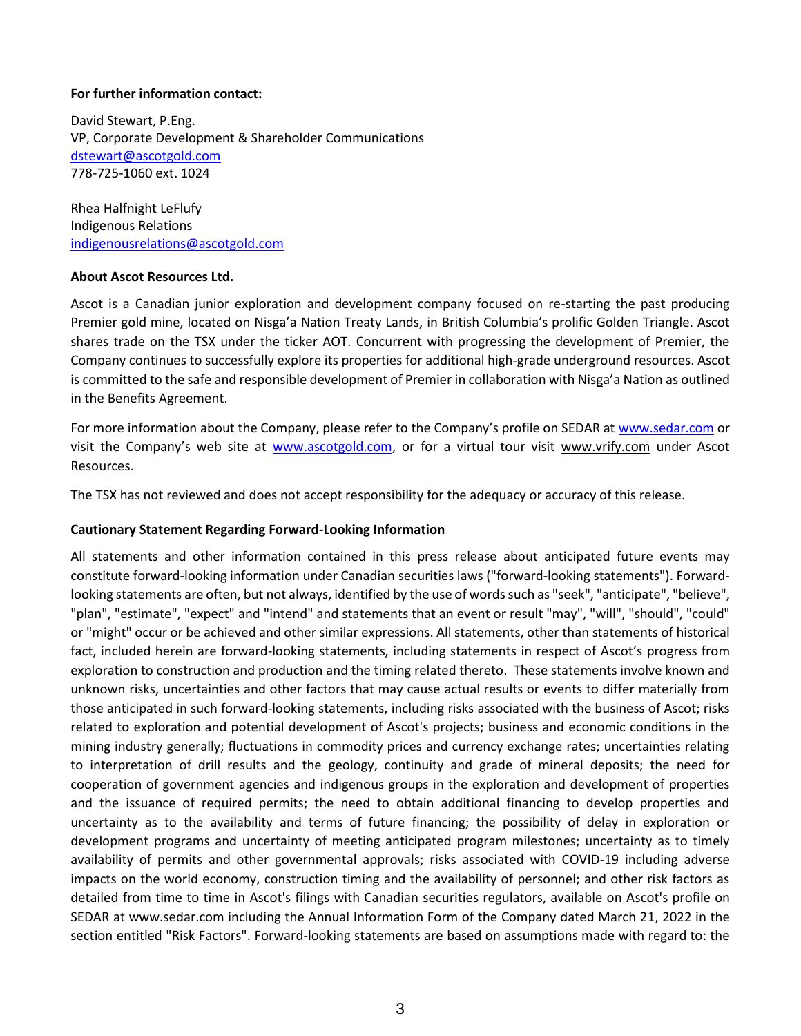**For further information contact:**

David Stewart, P.Eng.
VP, Corporate Development & Shareholder Communications
dstewart@ascotgold.com
778-725-1060 ext. 1024

Rhea Halfnight LeFlufy
Indigenous Relations
indigenousrelations@ascotgold.com

**About Ascot Resources Ltd.**

Ascot is a Canadian junior exploration and development company focused on re-starting the past producing Premier gold mine, located on Nisga'a Nation Treaty Lands, in British Columbia's prolific Golden Triangle. Ascot shares trade on the TSX under the ticker AOT. Concurrent with progressing the development of Premier, the Company continues to successfully explore its properties for additional high-grade underground resources. Ascot is committed to the safe and responsible development of Premier in collaboration with Nisga'a Nation as outlined in the Benefits Agreement.

For more information about the Company, please refer to the Company's profile on SEDAR at www.sedar.com or visit the Company's web site at www.ascotgold.com, or for a virtual tour visit www.vrify.com under Ascot Resources.

The TSX has not reviewed and does not accept responsibility for the adequacy or accuracy of this release.

**Cautionary Statement Regarding Forward-Looking Information**

All statements and other information contained in this press release about anticipated future events may constitute forward-looking information under Canadian securities laws ("forward-looking statements"). Forward-looking statements are often, but not always, identified by the use of words such as "seek", "anticipate", "believe", "plan", "estimate", "expect" and "intend" and statements that an event or result "may", "will", "should", "could" or "might" occur or be achieved and other similar expressions. All statements, other than statements of historical fact, included herein are forward-looking statements, including statements in respect of Ascot's progress from exploration to construction and production and the timing related thereto. These statements involve known and unknown risks, uncertainties and other factors that may cause actual results or events to differ materially from those anticipated in such forward-looking statements, including risks associated with the business of Ascot; risks related to exploration and potential development of Ascot's projects; business and economic conditions in the mining industry generally; fluctuations in commodity prices and currency exchange rates; uncertainties relating to interpretation of drill results and the geology, continuity and grade of mineral deposits; the need for cooperation of government agencies and indigenous groups in the exploration and development of properties and the issuance of required permits; the need to obtain additional financing to develop properties and uncertainty as to the availability and terms of future financing; the possibility of delay in exploration or development programs and uncertainty of meeting anticipated program milestones; uncertainty as to timely availability of permits and other governmental approvals; risks associated with COVID-19 including adverse impacts on the world economy, construction timing and the availability of personnel; and other risk factors as detailed from time to time in Ascot's filings with Canadian securities regulators, available on Ascot's profile on SEDAR at www.sedar.com including the Annual Information Form of the Company dated March 21, 2022 in the section entitled "Risk Factors". Forward-looking statements are based on assumptions made with regard to: the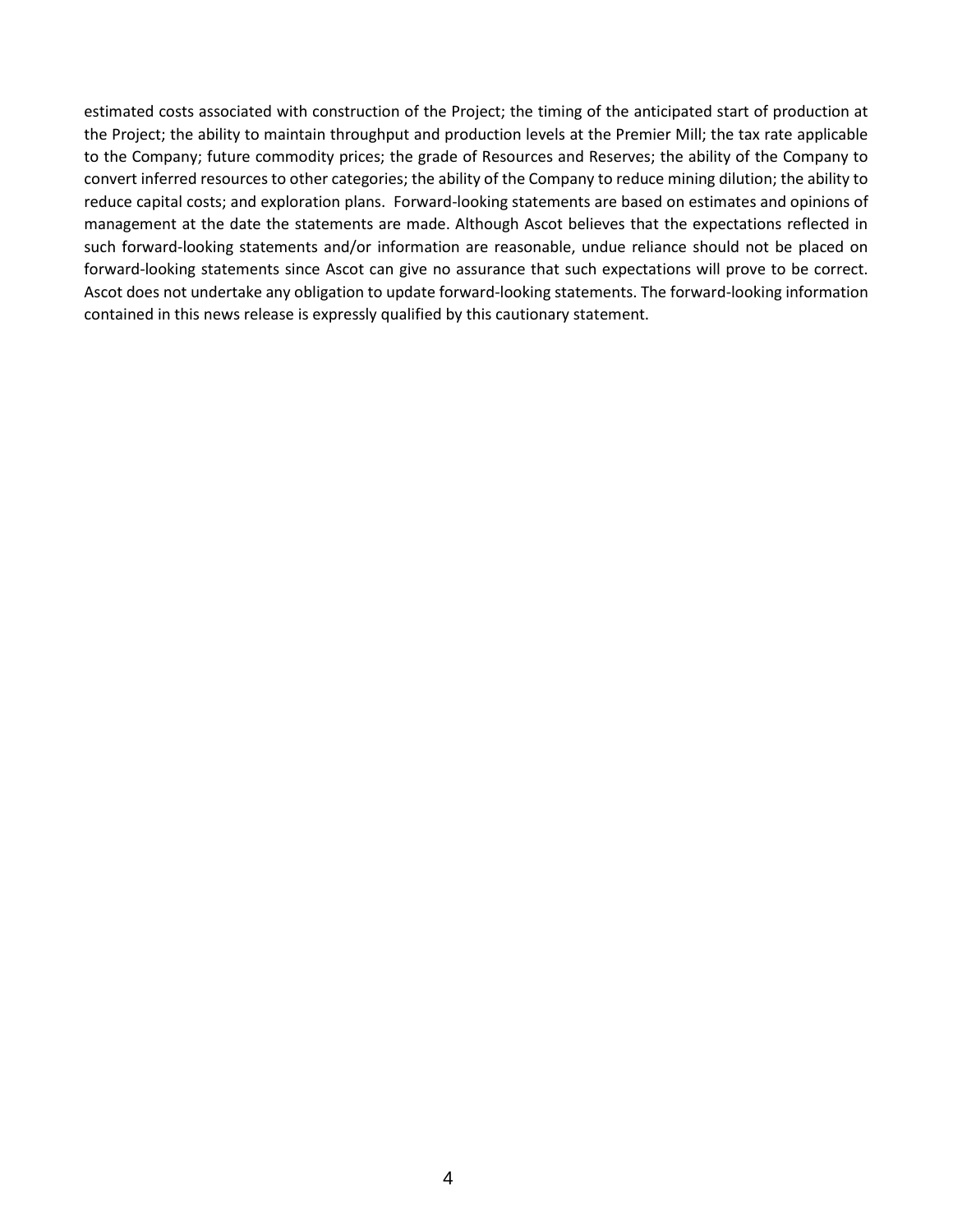estimated costs associated with construction of the Project; the timing of the anticipated start of production at the Project; the ability to maintain throughput and production levels at the Premier Mill; the tax rate applicable to the Company; future commodity prices; the grade of Resources and Reserves; the ability of the Company to convert inferred resources to other categories; the ability of the Company to reduce mining dilution; the ability to reduce capital costs; and exploration plans. Forward-looking statements are based on estimates and opinions of management at the date the statements are made. Although Ascot believes that the expectations reflected in such forward-looking statements and/or information are reasonable, undue reliance should not be placed on forward-looking statements since Ascot can give no assurance that such expectations will prove to be correct. Ascot does not undertake any obligation to update forward-looking statements. The forward-looking information contained in this news release is expressly qualified by this cautionary statement.